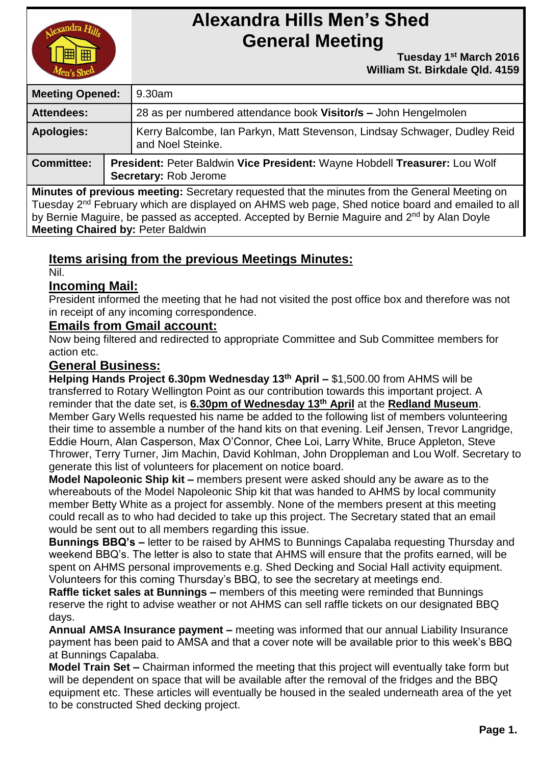# Alexandra Hills Men's Shed General Meeting

**Tuesday 1st March 2016**
**William St. Birkdale Qld. 4159**

| | | |
|---|---|---|
| **Meeting Opened:** | 9.30am | |
| **Attendees:** | 28 as per numbered attendance book **Visitor/s –** John Hengelmolen | |
| **Apologies:** | Kerry Balcombe, Ian Parkyn, Matt Stevenson, Lindsay Schwager, Dudley Reid and Noel Steinke. | |
| **Committee:** | **President:** Peter Baldwin **Vice President:** Wayne Hobdell **Treasurer:** Lou Wolf **Secretary:** Rob Jerome | |

**Minutes of previous meeting:** Secretary requested that the minutes from the General Meeting on Tuesday 2nd February which are displayed on AHMS web page, Shed notice board and emailed to all by Bernie Maguire, be passed as accepted. Accepted by Bernie Maguire and 2nd by Alan Doyle
**Meeting Chaired by:** Peter Baldwin

## Items arising from the previous Meetings Minutes:

Nil.

## Incoming Mail:

President informed the meeting that he had not visited the post office box and therefore was not in receipt of any incoming correspondence.

## Emails from Gmail account:

Now being filtered and redirected to appropriate Committee and Sub Committee members for action etc.

## General Business:

**Helping Hands Project 6.30pm Wednesday 13th April –** $1,500.00 from AHMS will be transferred to Rotary Wellington Point as our contribution towards this important project. A reminder that the date set, is **6.30pm of Wednesday 13th April** at the **Redland Museum**. Member Gary Wells requested his name be added to the following list of members volunteering their time to assemble a number of the hand kits on that evening. Leif Jensen, Trevor Langridge, Eddie Hourn, Alan Casperson, Max O'Connor, Chee Loi, Larry White, Bruce Appleton, Steve Thrower, Terry Turner, Jim Machin, David Kohlman, John Droppleman and Lou Wolf. Secretary to generate this list of volunteers for placement on notice board.

**Model Napoleonic Ship kit –** members present were asked should any be aware as to the whereabouts of the Model Napoleonic Ship kit that was handed to AHMS by local community member Betty White as a project for assembly. None of the members present at this meeting could recall as to who had decided to take up this project. The Secretary stated that an email would be sent out to all members regarding this issue.

**Bunnings BBQ's –** letter to be raised by AHMS to Bunnings Capalaba requesting Thursday and weekend BBQ's. The letter is also to state that AHMS will ensure that the profits earned, will be spent on AHMS personal improvements e.g. Shed Decking and Social Hall activity equipment. Volunteers for this coming Thursday's BBQ, to see the secretary at meetings end.

**Raffle ticket sales at Bunnings –** members of this meeting were reminded that Bunnings reserve the right to advise weather or not AHMS can sell raffle tickets on our designated BBQ days.

**Annual AMSA Insurance payment –** meeting was informed that our annual Liability Insurance payment has been paid to AMSA and that a cover note will be available prior to this week's BBQ at Bunnings Capalaba.

**Model Train Set –** Chairman informed the meeting that this project will eventually take form but will be dependent on space that will be available after the removal of the fridges and the BBQ equipment etc. These articles will eventually be housed in the sealed underneath area of the yet to be constructed Shed decking project.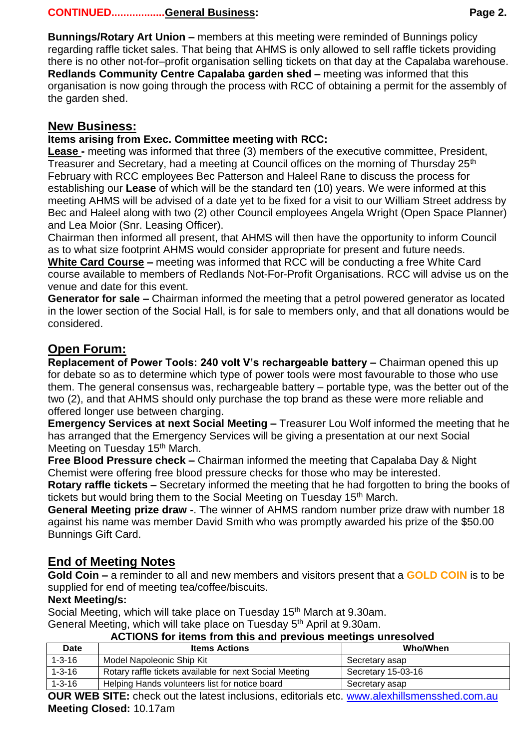**CONTINUED..................General Business:**

**Bunnings/Rotary Art Union –** members at this meeting were reminded of Bunnings policy regarding raffle ticket sales. That being that AHMS is only allowed to sell raffle tickets providing there is no other not-for–profit organisation selling tickets on that day at the Capalaba warehouse.
**Redlands Community Centre Capalaba garden shed –** meeting was informed that this organisation is now going through the process with RCC of obtaining a permit for the assembly of the garden shed.

## New Business:

**Items arising from Exec. Committee meeting with RCC:**

**Lease -** meeting was informed that three (3) members of the executive committee, President, Treasurer and Secretary, had a meeting at Council offices on the morning of Thursday 25th February with RCC employees Bec Patterson and Haleel Rane to discuss the process for establishing our **Lease** of which will be the standard ten (10) years. We were informed at this meeting AHMS will be advised of a date yet to be fixed for a visit to our William Street address by Bec and Haleel along with two (2) other Council employees Angela Wright (Open Space Planner) and Lea Moior (Snr. Leasing Officer).
Chairman then informed all present, that AHMS will then have the opportunity to inform Council as to what size footprint AHMS would consider appropriate for present and future needs.
**White Card Course –** meeting was informed that RCC will be conducting a free White Card course available to members of Redlands Not-For-Profit Organisations. RCC will advise us on the venue and date for this event.
**Generator for sale –** Chairman informed the meeting that a petrol powered generator as located in the lower section of the Social Hall, is for sale to members only, and that all donations would be considered.

## Open Forum:

**Replacement of Power Tools: 240 volt V's rechargeable battery –** Chairman opened this up for debate so as to determine which type of power tools were most favourable to those who use them. The general consensus was, rechargeable battery – portable type, was the better out of the two (2), and that AHMS should only purchase the top brand as these were more reliable and offered longer use between charging.
**Emergency Services at next Social Meeting –** Treasurer Lou Wolf informed the meeting that he has arranged that the Emergency Services will be giving a presentation at our next Social Meeting on Tuesday 15th March.
**Free Blood Pressure check –** Chairman informed the meeting that Capalaba Day & Night Chemist were offering free blood pressure checks for those who may be interested.
**Rotary raffle tickets –** Secretary informed the meeting that he had forgotten to bring the books of tickets but would bring them to the Social Meeting on Tuesday 15th March.
**General Meeting prize draw -**. The winner of AHMS random number prize draw with number 18 against his name was member David Smith who was promptly awarded his prize of the $50.00 Bunnings Gift Card.

## End of Meeting Notes

**Gold Coin –** a reminder to all and new members and visitors present that a **GOLD COIN** is to be supplied for end of meeting tea/coffee/biscuits.

**Next Meeting/s:**

Social Meeting, which will take place on Tuesday 15th March at 9.30am.
General Meeting, which will take place on Tuesday 5th April at 9.30am.

**ACTIONS for items from this and previous meetings unresolved**

| Date | Items Actions | Who/When |
|---|---|---|
| 1-3-16 | Model Napoleonic Ship Kit | Secretary asap |
| 1-3-16 | Rotary raffle tickets available for next Social Meeting | Secretary 15-03-16 |
| 1-3-16 | Helping Hands volunteers list for notice board | Secretary asap |

**OUR WEB SITE:** check out the latest inclusions, editorials etc. www.alexhillsmensshed.com.au
**Meeting Closed:** 10.17am